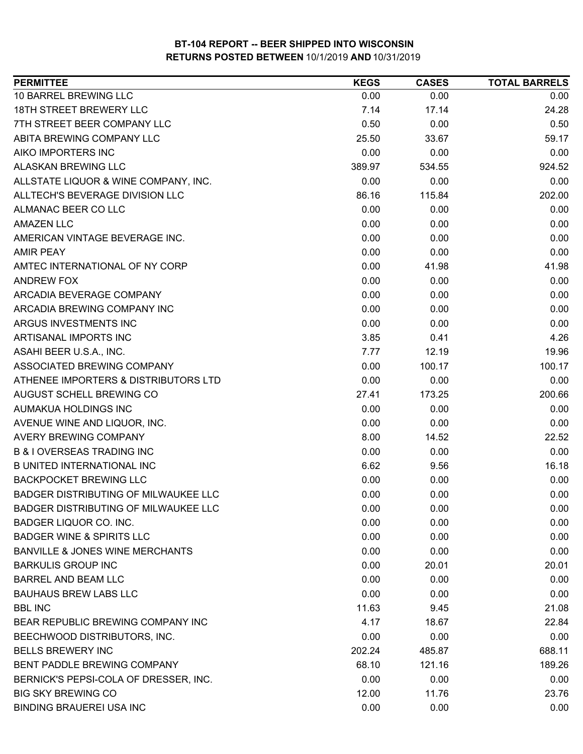# BT-104 REPORT -- BEER SHIPPED INTO WISCONSIN

## RETURNS POSTED BETWEEN 10/1/2019 AND 10/31/2019

| PERMITTEE | KEGS | CASES | TOTAL BARRELS |
|---|---|---|---|
| 10 BARREL BREWING LLC | 0.00 | 0.00 | 0.00 |
| 18TH STREET BREWERY LLC | 7.14 | 17.14 | 24.28 |
| 7TH STREET BEER COMPANY LLC | 0.50 | 0.00 | 0.50 |
| ABITA BREWING COMPANY LLC | 25.50 | 33.67 | 59.17 |
| AIKO IMPORTERS INC | 0.00 | 0.00 | 0.00 |
| ALASKAN BREWING LLC | 389.97 | 534.55 | 924.52 |
| ALLSTATE LIQUOR & WINE COMPANY, INC. | 0.00 | 0.00 | 0.00 |
| ALLTECH'S BEVERAGE DIVISION LLC | 86.16 | 115.84 | 202.00 |
| ALMANAC BEER CO LLC | 0.00 | 0.00 | 0.00 |
| AMAZEN LLC | 0.00 | 0.00 | 0.00 |
| AMERICAN VINTAGE BEVERAGE INC. | 0.00 | 0.00 | 0.00 |
| AMIR PEAY | 0.00 | 0.00 | 0.00 |
| AMTEC INTERNATIONAL OF NY CORP | 0.00 | 41.98 | 41.98 |
| ANDREW FOX | 0.00 | 0.00 | 0.00 |
| ARCADIA BEVERAGE COMPANY | 0.00 | 0.00 | 0.00 |
| ARCADIA BREWING COMPANY INC | 0.00 | 0.00 | 0.00 |
| ARGUS INVESTMENTS INC | 0.00 | 0.00 | 0.00 |
| ARTISANAL IMPORTS INC | 3.85 | 0.41 | 4.26 |
| ASAHI BEER U.S.A., INC. | 7.77 | 12.19 | 19.96 |
| ASSOCIATED BREWING COMPANY | 0.00 | 100.17 | 100.17 |
| ATHENEE IMPORTERS & DISTRIBUTORS LTD | 0.00 | 0.00 | 0.00 |
| AUGUST SCHELL BREWING CO | 27.41 | 173.25 | 200.66 |
| AUMAKUA HOLDINGS INC | 0.00 | 0.00 | 0.00 |
| AVENUE WINE AND LIQUOR, INC. | 0.00 | 0.00 | 0.00 |
| AVERY BREWING COMPANY | 8.00 | 14.52 | 22.52 |
| B & I OVERSEAS TRADING INC | 0.00 | 0.00 | 0.00 |
| B UNITED INTERNATIONAL INC | 6.62 | 9.56 | 16.18 |
| BACKPOCKET BREWING LLC | 0.00 | 0.00 | 0.00 |
| BADGER DISTRIBUTING OF MILWAUKEE LLC | 0.00 | 0.00 | 0.00 |
| BADGER DISTRIBUTING OF MILWAUKEE LLC | 0.00 | 0.00 | 0.00 |
| BADGER LIQUOR CO. INC. | 0.00 | 0.00 | 0.00 |
| BADGER WINE & SPIRITS LLC | 0.00 | 0.00 | 0.00 |
| BANVILLE & JONES WINE MERCHANTS | 0.00 | 0.00 | 0.00 |
| BARKULIS GROUP INC | 0.00 | 20.01 | 20.01 |
| BARREL AND BEAM LLC | 0.00 | 0.00 | 0.00 |
| BAUHAUS BREW LABS LLC | 0.00 | 0.00 | 0.00 |
| BBL INC | 11.63 | 9.45 | 21.08 |
| BEAR REPUBLIC BREWING COMPANY INC | 4.17 | 18.67 | 22.84 |
| BEECHWOOD DISTRIBUTORS, INC. | 0.00 | 0.00 | 0.00 |
| BELLS BREWERY INC | 202.24 | 485.87 | 688.11 |
| BENT PADDLE BREWING COMPANY | 68.10 | 121.16 | 189.26 |
| BERNICK'S PEPSI-COLA OF DRESSER, INC. | 0.00 | 0.00 | 0.00 |
| BIG SKY BREWING CO | 12.00 | 11.76 | 23.76 |
| BINDING BRAUEREI USA INC | 0.00 | 0.00 | 0.00 |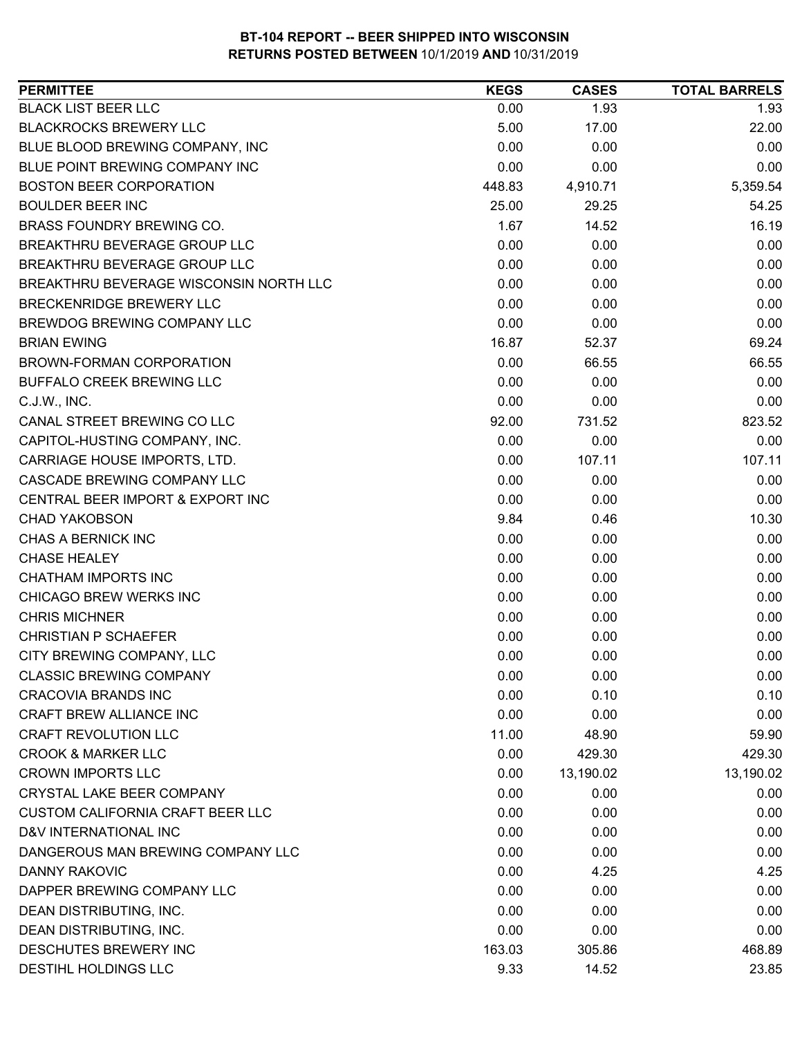# BT-104 REPORT -- BEER SHIPPED INTO WISCONSIN
## RETURNS POSTED BETWEEN 10/1/2019 AND 10/31/2019

| PERMITTEE | KEGS | CASES | TOTAL BARRELS |
|---|---|---|---|
| BLACK LIST BEER LLC | 0.00 | 1.93 | 1.93 |
| BLACKROCKS BREWERY LLC | 5.00 | 17.00 | 22.00 |
| BLUE BLOOD BREWING COMPANY, INC | 0.00 | 0.00 | 0.00 |
| BLUE POINT BREWING COMPANY INC | 0.00 | 0.00 | 0.00 |
| BOSTON BEER CORPORATION | 448.83 | 4,910.71 | 5,359.54 |
| BOULDER BEER INC | 25.00 | 29.25 | 54.25 |
| BRASS FOUNDRY BREWING CO. | 1.67 | 14.52 | 16.19 |
| BREAKTHRU BEVERAGE GROUP LLC | 0.00 | 0.00 | 0.00 |
| BREAKTHRU BEVERAGE GROUP LLC | 0.00 | 0.00 | 0.00 |
| BREAKTHRU BEVERAGE WISCONSIN NORTH LLC | 0.00 | 0.00 | 0.00 |
| BRECKENRIDGE BREWERY LLC | 0.00 | 0.00 | 0.00 |
| BREWDOG BREWING COMPANY LLC | 0.00 | 0.00 | 0.00 |
| BRIAN EWING | 16.87 | 52.37 | 69.24 |
| BROWN-FORMAN CORPORATION | 0.00 | 66.55 | 66.55 |
| BUFFALO CREEK BREWING LLC | 0.00 | 0.00 | 0.00 |
| C.J.W., INC. | 0.00 | 0.00 | 0.00 |
| CANAL STREET BREWING CO LLC | 92.00 | 731.52 | 823.52 |
| CAPITOL-HUSTING COMPANY, INC. | 0.00 | 0.00 | 0.00 |
| CARRIAGE HOUSE IMPORTS, LTD. | 0.00 | 107.11 | 107.11 |
| CASCADE BREWING COMPANY LLC | 0.00 | 0.00 | 0.00 |
| CENTRAL BEER IMPORT & EXPORT INC | 0.00 | 0.00 | 0.00 |
| CHAD YAKOBSON | 9.84 | 0.46 | 10.30 |
| CHAS A BERNICK INC | 0.00 | 0.00 | 0.00 |
| CHASE HEALEY | 0.00 | 0.00 | 0.00 |
| CHATHAM IMPORTS INC | 0.00 | 0.00 | 0.00 |
| CHICAGO BREW WERKS INC | 0.00 | 0.00 | 0.00 |
| CHRIS MICHNER | 0.00 | 0.00 | 0.00 |
| CHRISTIAN P SCHAEFER | 0.00 | 0.00 | 0.00 |
| CITY BREWING COMPANY, LLC | 0.00 | 0.00 | 0.00 |
| CLASSIC BREWING COMPANY | 0.00 | 0.00 | 0.00 |
| CRACOVIA BRANDS INC | 0.00 | 0.10 | 0.10 |
| CRAFT BREW ALLIANCE INC | 0.00 | 0.00 | 0.00 |
| CRAFT REVOLUTION LLC | 11.00 | 48.90 | 59.90 |
| CROOK & MARKER LLC | 0.00 | 429.30 | 429.30 |
| CROWN IMPORTS LLC | 0.00 | 13,190.02 | 13,190.02 |
| CRYSTAL LAKE BEER COMPANY | 0.00 | 0.00 | 0.00 |
| CUSTOM CALIFORNIA CRAFT BEER LLC | 0.00 | 0.00 | 0.00 |
| D&V INTERNATIONAL INC | 0.00 | 0.00 | 0.00 |
| DANGEROUS MAN BREWING COMPANY LLC | 0.00 | 0.00 | 0.00 |
| DANNY RAKOVIC | 0.00 | 4.25 | 4.25 |
| DAPPER BREWING COMPANY LLC | 0.00 | 0.00 | 0.00 |
| DEAN DISTRIBUTING, INC. | 0.00 | 0.00 | 0.00 |
| DEAN DISTRIBUTING, INC. | 0.00 | 0.00 | 0.00 |
| DESCHUTES BREWERY INC | 163.03 | 305.86 | 468.89 |
| DESTIHL HOLDINGS LLC | 9.33 | 14.52 | 23.85 |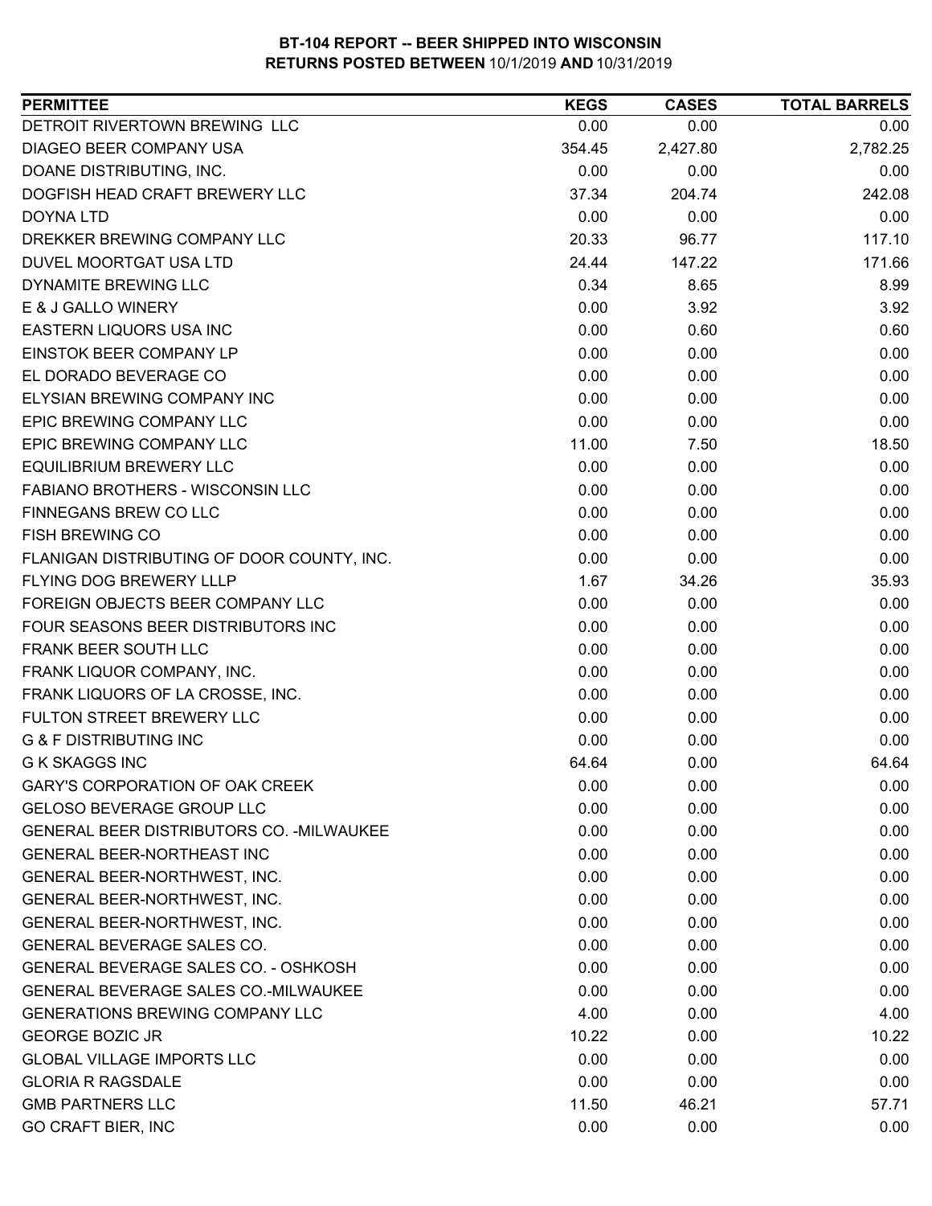# BT-104 REPORT -- BEER SHIPPED INTO WISCONSIN
## RETURNS POSTED BETWEEN 10/1/2019 AND 10/31/2019

| PERMITTEE | KEGS | CASES | TOTAL BARRELS |
|---|---|---|---|
| DETROIT RIVERTOWN BREWING LLC | 0.00 | 0.00 | 0.00 |
| DIAGEO BEER COMPANY USA | 354.45 | 2,427.80 | 2,782.25 |
| DOANE DISTRIBUTING, INC. | 0.00 | 0.00 | 0.00 |
| DOGFISH HEAD CRAFT BREWERY LLC | 37.34 | 204.74 | 242.08 |
| DOYNA LTD | 0.00 | 0.00 | 0.00 |
| DREKKER BREWING COMPANY LLC | 20.33 | 96.77 | 117.10 |
| DUVEL MOORTGAT USA LTD | 24.44 | 147.22 | 171.66 |
| DYNAMITE BREWING LLC | 0.34 | 8.65 | 8.99 |
| E & J GALLO WINERY | 0.00 | 3.92 | 3.92 |
| EASTERN LIQUORS USA INC | 0.00 | 0.60 | 0.60 |
| EINSTOK BEER COMPANY LP | 0.00 | 0.00 | 0.00 |
| EL DORADO BEVERAGE CO | 0.00 | 0.00 | 0.00 |
| ELYSIAN BREWING COMPANY INC | 0.00 | 0.00 | 0.00 |
| EPIC BREWING COMPANY LLC | 0.00 | 0.00 | 0.00 |
| EPIC BREWING COMPANY LLC | 11.00 | 7.50 | 18.50 |
| EQUILIBRIUM BREWERY LLC | 0.00 | 0.00 | 0.00 |
| FABIANO BROTHERS - WISCONSIN LLC | 0.00 | 0.00 | 0.00 |
| FINNEGANS BREW CO LLC | 0.00 | 0.00 | 0.00 |
| FISH BREWING CO | 0.00 | 0.00 | 0.00 |
| FLANIGAN DISTRIBUTING OF DOOR COUNTY, INC. | 0.00 | 0.00 | 0.00 |
| FLYING DOG BREWERY LLLP | 1.67 | 34.26 | 35.93 |
| FOREIGN OBJECTS BEER COMPANY LLC | 0.00 | 0.00 | 0.00 |
| FOUR SEASONS BEER DISTRIBUTORS INC | 0.00 | 0.00 | 0.00 |
| FRANK BEER SOUTH LLC | 0.00 | 0.00 | 0.00 |
| FRANK LIQUOR COMPANY, INC. | 0.00 | 0.00 | 0.00 |
| FRANK LIQUORS OF LA CROSSE, INC. | 0.00 | 0.00 | 0.00 |
| FULTON STREET BREWERY LLC | 0.00 | 0.00 | 0.00 |
| G & F DISTRIBUTING INC | 0.00 | 0.00 | 0.00 |
| G K SKAGGS INC | 64.64 | 0.00 | 64.64 |
| GARY'S CORPORATION OF OAK CREEK | 0.00 | 0.00 | 0.00 |
| GELOSO BEVERAGE GROUP LLC | 0.00 | 0.00 | 0.00 |
| GENERAL BEER DISTRIBUTORS CO. -MILWAUKEE | 0.00 | 0.00 | 0.00 |
| GENERAL BEER-NORTHEAST INC | 0.00 | 0.00 | 0.00 |
| GENERAL BEER-NORTHWEST, INC. | 0.00 | 0.00 | 0.00 |
| GENERAL BEER-NORTHWEST, INC. | 0.00 | 0.00 | 0.00 |
| GENERAL BEER-NORTHWEST, INC. | 0.00 | 0.00 | 0.00 |
| GENERAL BEVERAGE SALES CO. | 0.00 | 0.00 | 0.00 |
| GENERAL BEVERAGE SALES CO. - OSHKOSH | 0.00 | 0.00 | 0.00 |
| GENERAL BEVERAGE SALES CO.-MILWAUKEE | 0.00 | 0.00 | 0.00 |
| GENERATIONS BREWING COMPANY LLC | 4.00 | 0.00 | 4.00 |
| GEORGE BOZIC JR | 10.22 | 0.00 | 10.22 |
| GLOBAL VILLAGE IMPORTS LLC | 0.00 | 0.00 | 0.00 |
| GLORIA R RAGSDALE | 0.00 | 0.00 | 0.00 |
| GMB PARTNERS LLC | 11.50 | 46.21 | 57.71 |
| GO CRAFT BIER, INC | 0.00 | 0.00 | 0.00 |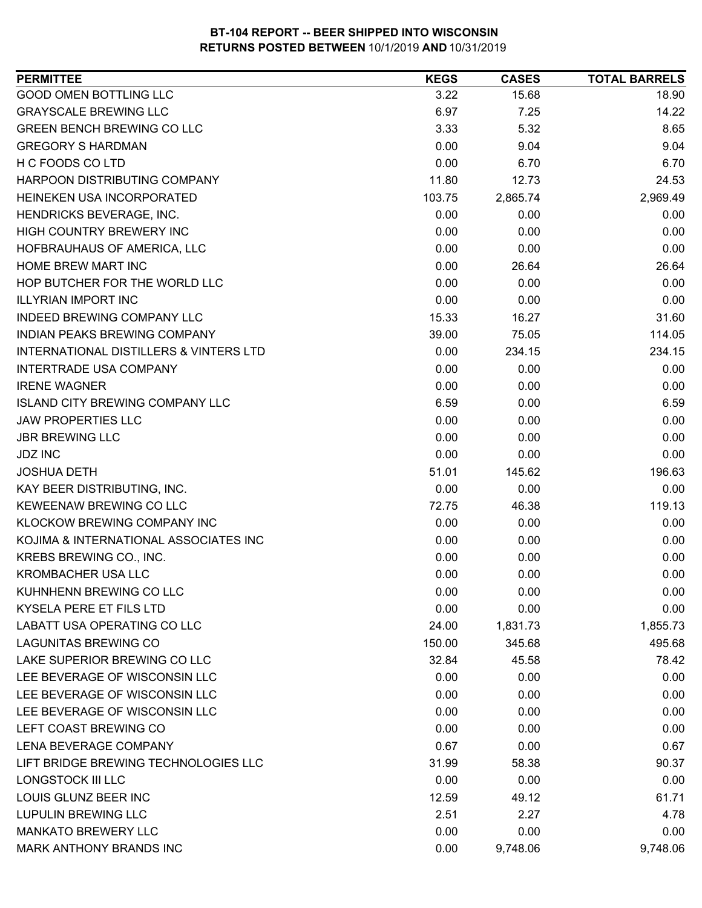**BT-104 REPORT -- BEER SHIPPED INTO WISCONSIN**
**RETURNS POSTED BETWEEN** 10/1/2019 **AND** 10/31/2019

| PERMITTEE | KEGS | CASES | TOTAL BARRELS |
|---|---|---|---|
| GOOD OMEN BOTTLING LLC | 3.22 | 15.68 | 18.90 |
| GRAYSCALE BREWING LLC | 6.97 | 7.25 | 14.22 |
| GREEN BENCH BREWING CO LLC | 3.33 | 5.32 | 8.65 |
| GREGORY S HARDMAN | 0.00 | 9.04 | 9.04 |
| H C FOODS CO LTD | 0.00 | 6.70 | 6.70 |
| HARPOON DISTRIBUTING COMPANY | 11.80 | 12.73 | 24.53 |
| HEINEKEN USA INCORPORATED | 103.75 | 2,865.74 | 2,969.49 |
| HENDRICKS BEVERAGE, INC. | 0.00 | 0.00 | 0.00 |
| HIGH COUNTRY BREWERY INC | 0.00 | 0.00 | 0.00 |
| HOFBRAUHAUS OF AMERICA, LLC | 0.00 | 0.00 | 0.00 |
| HOME BREW MART INC | 0.00 | 26.64 | 26.64 |
| HOP BUTCHER FOR THE WORLD LLC | 0.00 | 0.00 | 0.00 |
| ILLYRIAN IMPORT INC | 0.00 | 0.00 | 0.00 |
| INDEED BREWING COMPANY LLC | 15.33 | 16.27 | 31.60 |
| INDIAN PEAKS BREWING COMPANY | 39.00 | 75.05 | 114.05 |
| INTERNATIONAL DISTILLERS & VINTERS LTD | 0.00 | 234.15 | 234.15 |
| INTERTRADE USA COMPANY | 0.00 | 0.00 | 0.00 |
| IRENE WAGNER | 0.00 | 0.00 | 0.00 |
| ISLAND CITY BREWING COMPANY LLC | 6.59 | 0.00 | 6.59 |
| JAW PROPERTIES LLC | 0.00 | 0.00 | 0.00 |
| JBR BREWING LLC | 0.00 | 0.00 | 0.00 |
| JDZ INC | 0.00 | 0.00 | 0.00 |
| JOSHUA DETH | 51.01 | 145.62 | 196.63 |
| KAY BEER DISTRIBUTING, INC. | 0.00 | 0.00 | 0.00 |
| KEWEENAW BREWING CO LLC | 72.75 | 46.38 | 119.13 |
| KLOCKOW BREWING COMPANY INC | 0.00 | 0.00 | 0.00 |
| KOJIMA & INTERNATIONAL ASSOCIATES INC | 0.00 | 0.00 | 0.00 |
| KREBS BREWING CO., INC. | 0.00 | 0.00 | 0.00 |
| KROMBACHER USA LLC | 0.00 | 0.00 | 0.00 |
| KUHNHENN BREWING CO LLC | 0.00 | 0.00 | 0.00 |
| KYSELA PERE ET FILS LTD | 0.00 | 0.00 | 0.00 |
| LABATT USA OPERATING CO LLC | 24.00 | 1,831.73 | 1,855.73 |
| LAGUNITAS BREWING CO | 150.00 | 345.68 | 495.68 |
| LAKE SUPERIOR BREWING CO LLC | 32.84 | 45.58 | 78.42 |
| LEE BEVERAGE OF WISCONSIN LLC | 0.00 | 0.00 | 0.00 |
| LEE BEVERAGE OF WISCONSIN LLC | 0.00 | 0.00 | 0.00 |
| LEE BEVERAGE OF WISCONSIN LLC | 0.00 | 0.00 | 0.00 |
| LEFT COAST BREWING CO | 0.00 | 0.00 | 0.00 |
| LENA BEVERAGE COMPANY | 0.67 | 0.00 | 0.67 |
| LIFT BRIDGE BREWING TECHNOLOGIES LLC | 31.99 | 58.38 | 90.37 |
| LONGSTOCK III LLC | 0.00 | 0.00 | 0.00 |
| LOUIS GLUNZ BEER INC | 12.59 | 49.12 | 61.71 |
| LUPULIN BREWING LLC | 2.51 | 2.27 | 4.78 |
| MANKATO BREWERY LLC | 0.00 | 0.00 | 0.00 |
| MARK ANTHONY BRANDS INC | 0.00 | 9,748.06 | 9,748.06 |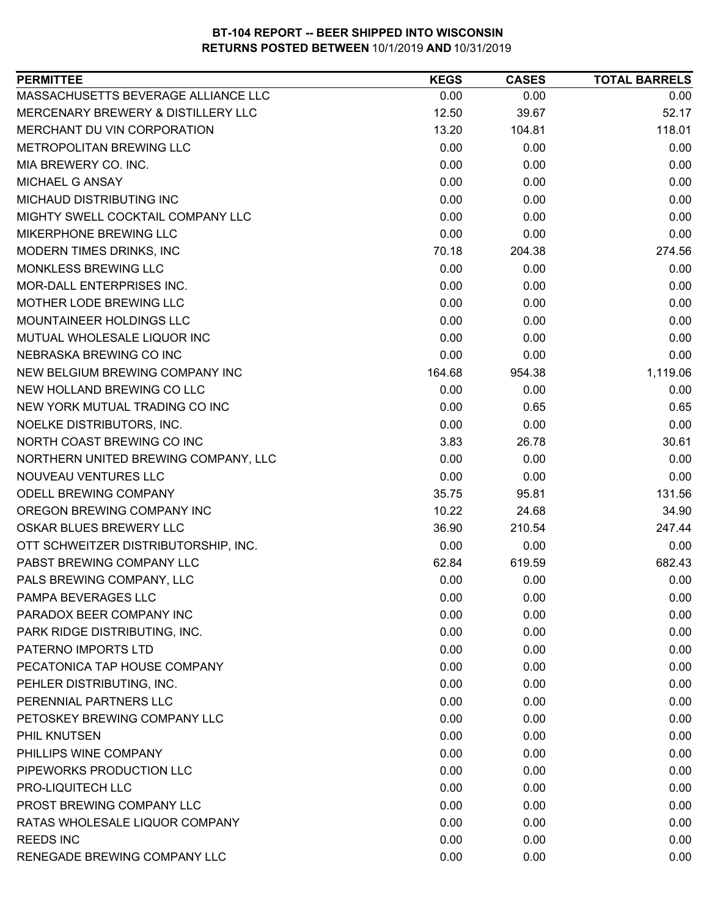**BT-104 REPORT -- BEER SHIPPED INTO WISCONSIN**
**RETURNS POSTED BETWEEN** 10/1/2019 **AND** 10/31/2019

| PERMITTEE | KEGS | CASES | TOTAL BARRELS |
|---|---|---|---|
| MASSACHUSETTS BEVERAGE ALLIANCE LLC | 0.00 | 0.00 | 0.00 |
| MERCENARY BREWERY & DISTILLERY LLC | 12.50 | 39.67 | 52.17 |
| MERCHANT DU VIN CORPORATION | 13.20 | 104.81 | 118.01 |
| METROPOLITAN BREWING LLC | 0.00 | 0.00 | 0.00 |
| MIA BREWERY CO. INC. | 0.00 | 0.00 | 0.00 |
| MICHAEL G ANSAY | 0.00 | 0.00 | 0.00 |
| MICHAUD DISTRIBUTING INC | 0.00 | 0.00 | 0.00 |
| MIGHTY SWELL COCKTAIL COMPANY LLC | 0.00 | 0.00 | 0.00 |
| MIKERPHONE BREWING LLC | 0.00 | 0.00 | 0.00 |
| MODERN TIMES DRINKS, INC | 70.18 | 204.38 | 274.56 |
| MONKLESS BREWING LLC | 0.00 | 0.00 | 0.00 |
| MOR-DALL ENTERPRISES INC. | 0.00 | 0.00 | 0.00 |
| MOTHER LODE BREWING LLC | 0.00 | 0.00 | 0.00 |
| MOUNTAINEER HOLDINGS LLC | 0.00 | 0.00 | 0.00 |
| MUTUAL WHOLESALE LIQUOR INC | 0.00 | 0.00 | 0.00 |
| NEBRASKA BREWING CO INC | 0.00 | 0.00 | 0.00 |
| NEW BELGIUM BREWING COMPANY INC | 164.68 | 954.38 | 1,119.06 |
| NEW HOLLAND BREWING CO LLC | 0.00 | 0.00 | 0.00 |
| NEW YORK MUTUAL TRADING CO INC | 0.00 | 0.65 | 0.65 |
| NOELKE DISTRIBUTORS, INC. | 0.00 | 0.00 | 0.00 |
| NORTH COAST BREWING CO INC | 3.83 | 26.78 | 30.61 |
| NORTHERN UNITED BREWING COMPANY, LLC | 0.00 | 0.00 | 0.00 |
| NOUVEAU VENTURES LLC | 0.00 | 0.00 | 0.00 |
| ODELL BREWING COMPANY | 35.75 | 95.81 | 131.56 |
| OREGON BREWING COMPANY INC | 10.22 | 24.68 | 34.90 |
| OSKAR BLUES BREWERY LLC | 36.90 | 210.54 | 247.44 |
| OTT SCHWEITZER DISTRIBUTORSHIP, INC. | 0.00 | 0.00 | 0.00 |
| PABST BREWING COMPANY LLC | 62.84 | 619.59 | 682.43 |
| PALS BREWING COMPANY, LLC | 0.00 | 0.00 | 0.00 |
| PAMPA BEVERAGES LLC | 0.00 | 0.00 | 0.00 |
| PARADOX BEER COMPANY INC | 0.00 | 0.00 | 0.00 |
| PARK RIDGE DISTRIBUTING, INC. | 0.00 | 0.00 | 0.00 |
| PATERNO IMPORTS LTD | 0.00 | 0.00 | 0.00 |
| PECATONICA TAP HOUSE COMPANY | 0.00 | 0.00 | 0.00 |
| PEHLER DISTRIBUTING, INC. | 0.00 | 0.00 | 0.00 |
| PERENNIAL PARTNERS LLC | 0.00 | 0.00 | 0.00 |
| PETOSKEY BREWING COMPANY LLC | 0.00 | 0.00 | 0.00 |
| PHIL KNUTSEN | 0.00 | 0.00 | 0.00 |
| PHILLIPS WINE COMPANY | 0.00 | 0.00 | 0.00 |
| PIPEWORKS PRODUCTION LLC | 0.00 | 0.00 | 0.00 |
| PRO-LIQUITECH LLC | 0.00 | 0.00 | 0.00 |
| PROST BREWING COMPANY LLC | 0.00 | 0.00 | 0.00 |
| RATAS WHOLESALE LIQUOR COMPANY | 0.00 | 0.00 | 0.00 |
| REEDS INC | 0.00 | 0.00 | 0.00 |
| RENEGADE BREWING COMPANY LLC | 0.00 | 0.00 | 0.00 |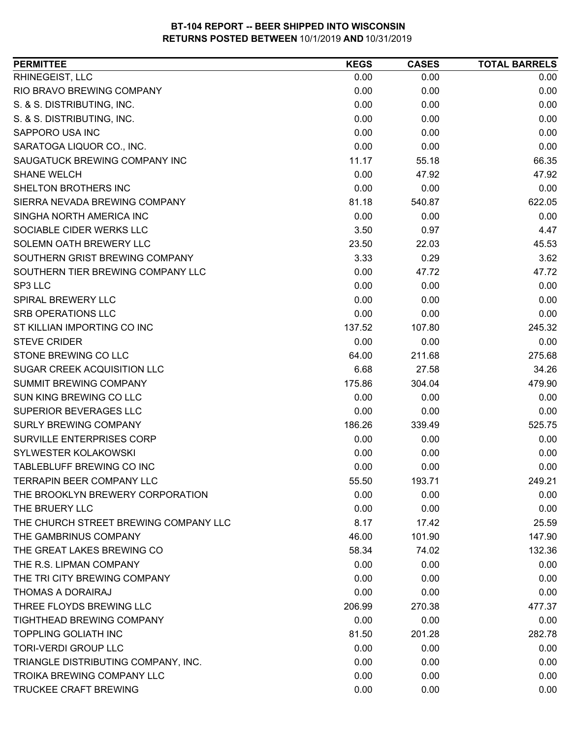**BT-104 REPORT -- BEER SHIPPED INTO WISCONSIN**
**RETURNS POSTED BETWEEN** 10/1/2019 **AND** 10/31/2019

| PERMITTEE | KEGS | CASES | TOTAL BARRELS |
|---|---|---|---|
| RHINEGEIST, LLC | 0.00 | 0.00 | 0.00 |
| RIO BRAVO BREWING COMPANY | 0.00 | 0.00 | 0.00 |
| S. & S. DISTRIBUTING, INC. | 0.00 | 0.00 | 0.00 |
| S. & S. DISTRIBUTING, INC. | 0.00 | 0.00 | 0.00 |
| SAPPORO USA INC | 0.00 | 0.00 | 0.00 |
| SARATOGA LIQUOR CO., INC. | 0.00 | 0.00 | 0.00 |
| SAUGATUCK BREWING COMPANY INC | 11.17 | 55.18 | 66.35 |
| SHANE WELCH | 0.00 | 47.92 | 47.92 |
| SHELTON BROTHERS INC | 0.00 | 0.00 | 0.00 |
| SIERRA NEVADA BREWING COMPANY | 81.18 | 540.87 | 622.05 |
| SINGHA NORTH AMERICA INC | 0.00 | 0.00 | 0.00 |
| SOCIABLE CIDER WERKS LLC | 3.50 | 0.97 | 4.47 |
| SOLEMN OATH BREWERY LLC | 23.50 | 22.03 | 45.53 |
| SOUTHERN GRIST BREWING COMPANY | 3.33 | 0.29 | 3.62 |
| SOUTHERN TIER BREWING COMPANY LLC | 0.00 | 47.72 | 47.72 |
| SP3 LLC | 0.00 | 0.00 | 0.00 |
| SPIRAL BREWERY LLC | 0.00 | 0.00 | 0.00 |
| SRB OPERATIONS LLC | 0.00 | 0.00 | 0.00 |
| ST KILLIAN IMPORTING CO INC | 137.52 | 107.80 | 245.32 |
| STEVE CRIDER | 0.00 | 0.00 | 0.00 |
| STONE BREWING CO LLC | 64.00 | 211.68 | 275.68 |
| SUGAR CREEK ACQUISITION LLC | 6.68 | 27.58 | 34.26 |
| SUMMIT BREWING COMPANY | 175.86 | 304.04 | 479.90 |
| SUN KING BREWING CO LLC | 0.00 | 0.00 | 0.00 |
| SUPERIOR BEVERAGES LLC | 0.00 | 0.00 | 0.00 |
| SURLY BREWING COMPANY | 186.26 | 339.49 | 525.75 |
| SURVILLE ENTERPRISES CORP | 0.00 | 0.00 | 0.00 |
| SYLWESTER KOLAKOWSKI | 0.00 | 0.00 | 0.00 |
| TABLEBLUFF BREWING CO INC | 0.00 | 0.00 | 0.00 |
| TERRAPIN BEER COMPANY LLC | 55.50 | 193.71 | 249.21 |
| THE BROOKLYN BREWERY CORPORATION | 0.00 | 0.00 | 0.00 |
| THE BRUERY LLC | 0.00 | 0.00 | 0.00 |
| THE CHURCH STREET BREWING COMPANY LLC | 8.17 | 17.42 | 25.59 |
| THE GAMBRINUS COMPANY | 46.00 | 101.90 | 147.90 |
| THE GREAT LAKES BREWING CO | 58.34 | 74.02 | 132.36 |
| THE R.S. LIPMAN COMPANY | 0.00 | 0.00 | 0.00 |
| THE TRI CITY BREWING COMPANY | 0.00 | 0.00 | 0.00 |
| THOMAS A DORAIRAJ | 0.00 | 0.00 | 0.00 |
| THREE FLOYDS BREWING LLC | 206.99 | 270.38 | 477.37 |
| TIGHTHEAD BREWING COMPANY | 0.00 | 0.00 | 0.00 |
| TOPPLING GOLIATH INC | 81.50 | 201.28 | 282.78 |
| TORI-VERDI GROUP LLC | 0.00 | 0.00 | 0.00 |
| TRIANGLE DISTRIBUTING COMPANY, INC. | 0.00 | 0.00 | 0.00 |
| TROIKA BREWING COMPANY LLC | 0.00 | 0.00 | 0.00 |
| TRUCKEE CRAFT BREWING | 0.00 | 0.00 | 0.00 |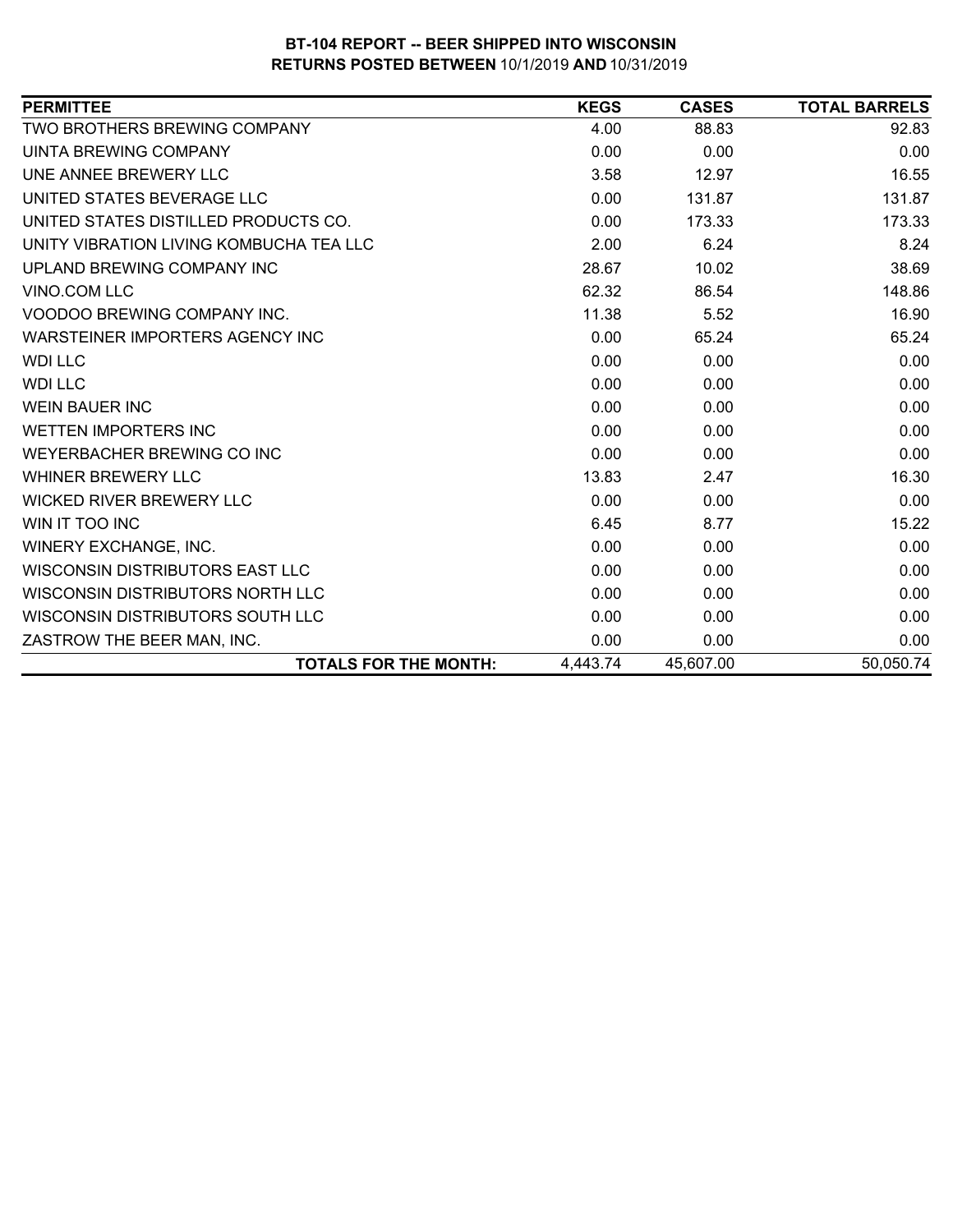**BT-104 REPORT -- BEER SHIPPED INTO WISCONSIN**
**RETURNS POSTED BETWEEN** 10/1/2019 **AND** 10/31/2019

| PERMITTEE | KEGS | CASES | TOTAL BARRELS |
|---|---|---|---|
| TWO BROTHERS BREWING COMPANY | 4.00 | 88.83 | 92.83 |
| UINTA BREWING COMPANY | 0.00 | 0.00 | 0.00 |
| UNE ANNEE BREWERY LLC | 3.58 | 12.97 | 16.55 |
| UNITED STATES BEVERAGE LLC | 0.00 | 131.87 | 131.87 |
| UNITED STATES DISTILLED PRODUCTS CO. | 0.00 | 173.33 | 173.33 |
| UNITY VIBRATION LIVING KOMBUCHA TEA LLC | 2.00 | 6.24 | 8.24 |
| UPLAND BREWING COMPANY INC | 28.67 | 10.02 | 38.69 |
| VINO.COM LLC | 62.32 | 86.54 | 148.86 |
| VOODOO BREWING COMPANY INC. | 11.38 | 5.52 | 16.90 |
| WARSTEINER IMPORTERS AGENCY INC | 0.00 | 65.24 | 65.24 |
| WDI LLC | 0.00 | 0.00 | 0.00 |
| WDI LLC | 0.00 | 0.00 | 0.00 |
| WEIN BAUER INC | 0.00 | 0.00 | 0.00 |
| WETTEN IMPORTERS INC | 0.00 | 0.00 | 0.00 |
| WEYERBACHER BREWING CO INC | 0.00 | 0.00 | 0.00 |
| WHINER BREWERY LLC | 13.83 | 2.47 | 16.30 |
| WICKED RIVER BREWERY LLC | 0.00 | 0.00 | 0.00 |
| WIN IT TOO INC | 6.45 | 8.77 | 15.22 |
| WINERY EXCHANGE, INC. | 0.00 | 0.00 | 0.00 |
| WISCONSIN DISTRIBUTORS EAST LLC | 0.00 | 0.00 | 0.00 |
| WISCONSIN DISTRIBUTORS NORTH LLC | 0.00 | 0.00 | 0.00 |
| WISCONSIN DISTRIBUTORS SOUTH LLC | 0.00 | 0.00 | 0.00 |
| ZASTROW THE BEER MAN, INC. | 0.00 | 0.00 | 0.00 |
| **TOTALS FOR THE MONTH:** | 4,443.74 | 45,607.00 | 50,050.74 |